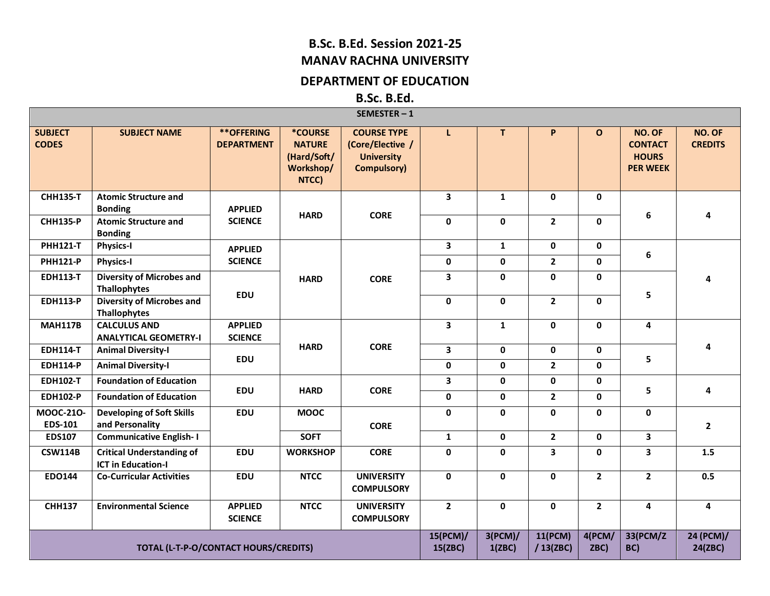# B.Sc. B.Ed. Session 2021-25

## MANAV RACHNA UNIVERSITY

## DEPARTMENT OF EDUCATION

## B.Sc. B.Ed.

| SEMESTER – 1 | | | | | | | | | | |
|---|---|---|---|---|---|---|---|---|---|---|
| **SUBJECT CODES** | **SUBJECT NAME** | **\*\*OFFERING DEPARTMENT** | **\*COURSE NATURE (Hard/Soft/ Workshop/ NTCC)** | **COURSE TYPE (Core/Elective / University Compulsory)** | **L** | **T** | **P** | **O** | **NO. OF CONTACT HOURS PER WEEK** | **NO. OF CREDITS** |
| CHH135-T | Atomic Structure and Bonding | APPLIED SCIENCE | HARD | CORE | 3 | 1 | 0 | 0 | 6 | 4 |
| CHH135-P | Atomic Structure and Bonding | | | | 0 | 0 | 2 | 0 | | |
| PHH121-T | Physics-I | APPLIED SCIENCE | HARD | CORE | 3 | 1 | 0 | 0 | 6 | 4 |
| PHH121-P | Physics-I | | | | 0 | 0 | 2 | 0 | | |
| EDH113-T | Diversity of Microbes and Thallophytes | EDU | | | 3 | 0 | 0 | 0 | 5 | |
| EDH113-P | Diversity of Microbes and Thallophytes | | | | 0 | 0 | 2 | 0 | | |
| MAH117B | CALCULUS AND ANALYTICAL GEOMETRY-I | APPLIED SCIENCE | HARD | CORE | 3 | 1 | 0 | 0 | 4 | 4 |
| EDH114-T | Animal Diversity-I | EDU | | | 3 | 0 | 0 | 0 | 5 | |
| EDH114-P | Animal Diversity-I | | | | 0 | 0 | 2 | 0 | | |
| EDH102-T | Foundation of Education | EDU | HARD | CORE | 3 | 0 | 0 | 0 | 5 | 4 |
| EDH102-P | Foundation of Education | | | | 0 | 0 | 2 | 0 | | |
| MOOC-21O-EDS-101 | Developing of Soft Skills and Personality | EDU | MOOC | CORE | 0 | 0 | 0 | 0 | 0 | 2 |
| EDS107 | Communicative English- I | | SOFT | | 1 | 0 | 2 | 0 | 3 | |
| CSW114B | Critical Understanding of ICT in Education-I | EDU | WORKSHOP | CORE | 0 | 0 | 3 | 0 | 3 | 1.5 |
| EDO144 | Co-Curricular Activities | EDU | NTCC | UNIVERSITY COMPULSORY | 0 | 0 | 0 | 2 | 2 | 0.5 |
| CHH137 | Environmental Science | APPLIED SCIENCE | NTCC | UNIVERSITY COMPULSORY | 2 | 0 | 0 | 2 | 4 | 4 |
| **TOTAL (L-T-P-O/CONTACT HOURS/CREDITS)** | | | | | 15(PCM)/ 15(ZBC) | 3(PCM)/ 1(ZBC) | 11(PCM) / 13(ZBC) | 4(PCM/ ZBC) | 33(PCM/Z BC) | 24 (PCM)/ 24(ZBC) |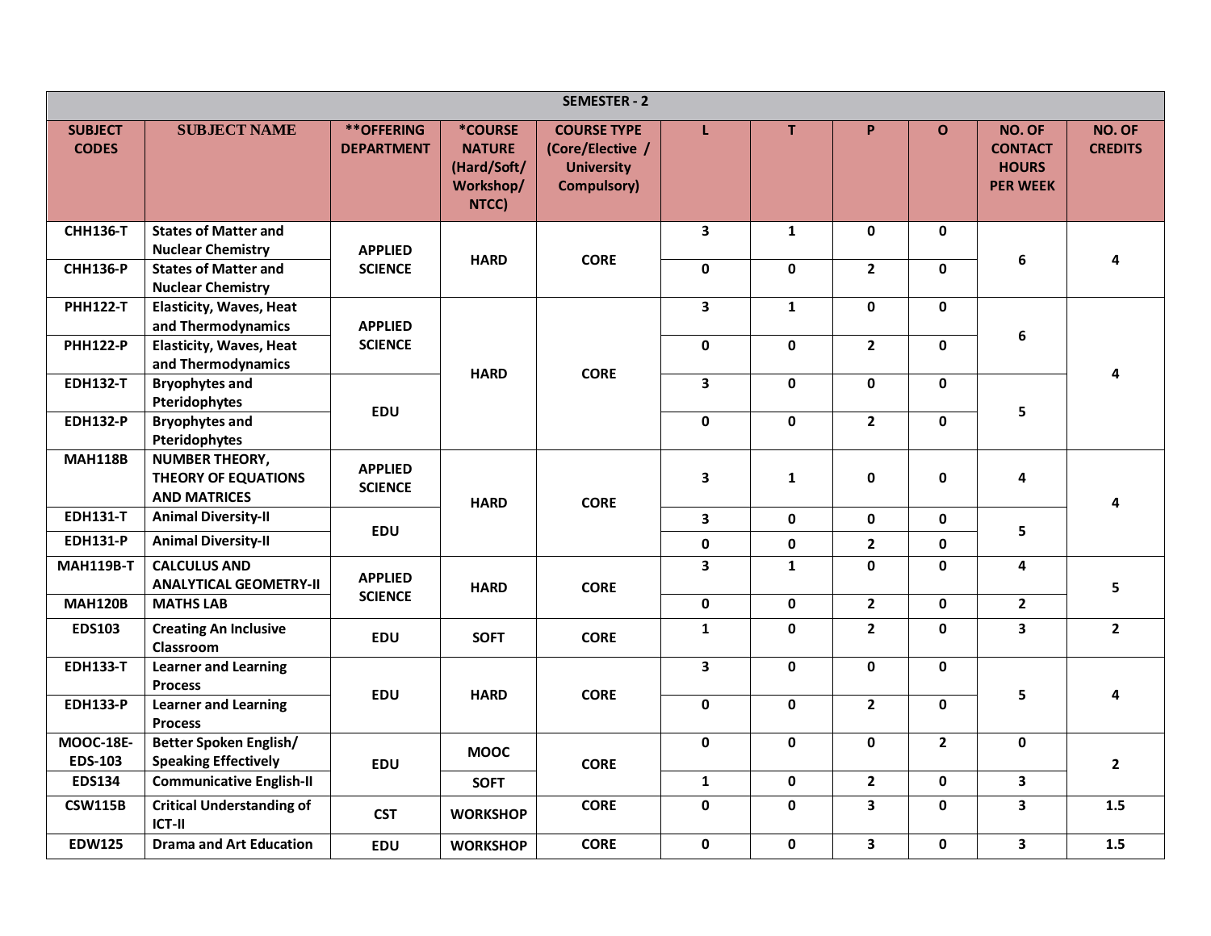| SEMESTER - 2 | | | | | | | | | | |
|---|---|---|---|---|---|---|---|---|---|---|
| **SUBJECT CODES** | **SUBJECT NAME** | **\*\*OFFERING DEPARTMENT** | **\*COURSE NATURE (Hard/Soft/ Workshop/ NTCC)** | **COURSE TYPE (Core/Elective / University Compulsory)** | **L** | **T** | **P** | **O** | **NO. OF CONTACT HOURS PER WEEK** | **NO. OF CREDITS** |
| CHH136-T | States of Matter and Nuclear Chemistry | APPLIED SCIENCE | HARD | CORE | 3 | 1 | 0 | 0 | 6 | 4 |
| CHH136-P | States of Matter and Nuclear Chemistry | | | | 0 | 0 | 2 | 0 | | |
| PHH122-T | Elasticity, Waves, Heat and Thermodynamics | APPLIED SCIENCE | HARD | CORE | 3 | 1 | 0 | 0 | 6 | 4 |
| PHH122-P | Elasticity, Waves, Heat and Thermodynamics | | | | 0 | 0 | 2 | 0 | | |
| EDH132-T | Bryophytes and Pteridophytes | EDU | | | 3 | 0 | 0 | 0 | 5 | |
| EDH132-P | Bryophytes and Pteridophytes | | | | 0 | 0 | 2 | 0 | | |
| MAH118B | NUMBER THEORY, THEORY OF EQUATIONS AND MATRICES | APPLIED SCIENCE | HARD | CORE | 3 | 1 | 0 | 0 | 4 | 4 |
| EDH131-T | Animal Diversity-II | EDU | | | 3 | 0 | 0 | 0 | 5 | |
| EDH131-P | Animal Diversity-II | | | | 0 | 0 | 2 | 0 | | |
| MAH119B-T | CALCULUS AND ANALYTICAL GEOMETRY-II | APPLIED SCIENCE | HARD | CORE | 3 | 1 | 0 | 0 | 4 | 5 |
| MAH120B | MATHS LAB | | | | 0 | 0 | 2 | 0 | 2 | |
| EDS103 | Creating An Inclusive Classroom | EDU | SOFT | CORE | 1 | 0 | 2 | 0 | 3 | 2 |
| EDH133-T | Learner and Learning Process | EDU | HARD | CORE | 3 | 0 | 0 | 0 | 5 | 4 |
| EDH133-P | Learner and Learning Process | | | | 0 | 0 | 2 | 0 | | |
| MOOC-18E-EDS-103 | Better Spoken English/ Speaking Effectively | EDU | MOOC | CORE | 0 | 0 | 0 | 2 | 0 | 2 |
| EDS134 | Communicative English-II | | SOFT | | 1 | 0 | 2 | 0 | 3 | |
| CSW115B | Critical Understanding of ICT-II | CST | WORKSHOP | CORE | 0 | 0 | 3 | 0 | 3 | 1.5 |
| EDW125 | Drama and Art Education | EDU | WORKSHOP | CORE | 0 | 0 | 3 | 0 | 3 | 1.5 |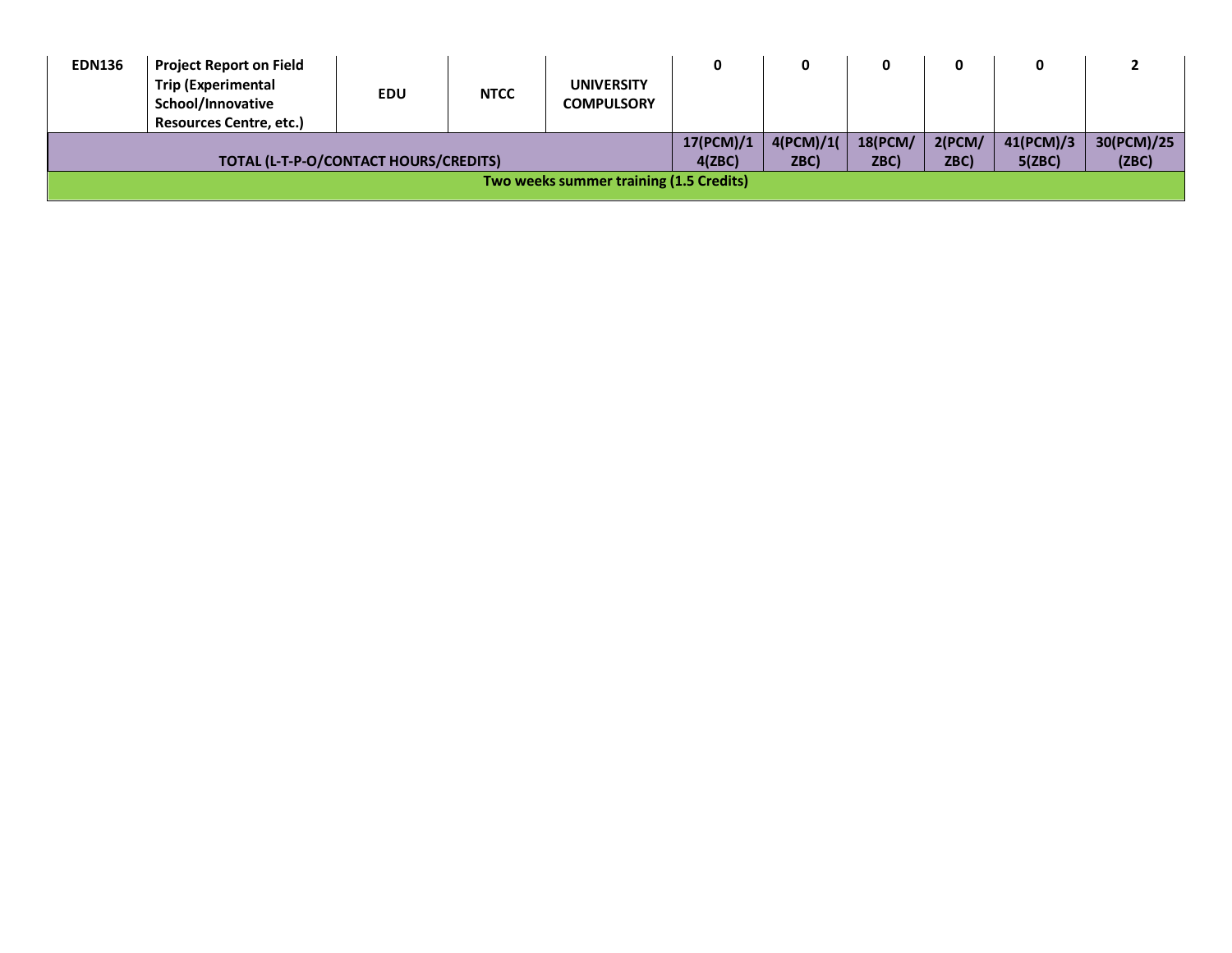| | | | | | | | | | | |
|---|---|---|---|---|---|---|---|---|---|---|
| **EDN136** | **Project Report on Field Trip (Experimental School/Innovative Resources Centre, etc.)** | **EDU** | **NTCC** | **UNIVERSITY COMPULSORY** | **0** | **0** | **0** | **0** | **0** | **2** |
| **TOTAL (L-T-P-O/CONTACT HOURS/CREDITS)** | | | | | **17(PCM)/14(ZBC)** | **4(PCM)/1(ZBC)** | **18(PCM/ZBC)** | **2(PCM/ZBC)** | **41(PCM)/35(ZBC)** | **30(PCM)/25(ZBC)** |
| **Two weeks summer training (1.5 Credits)** | | | | | | | | | | |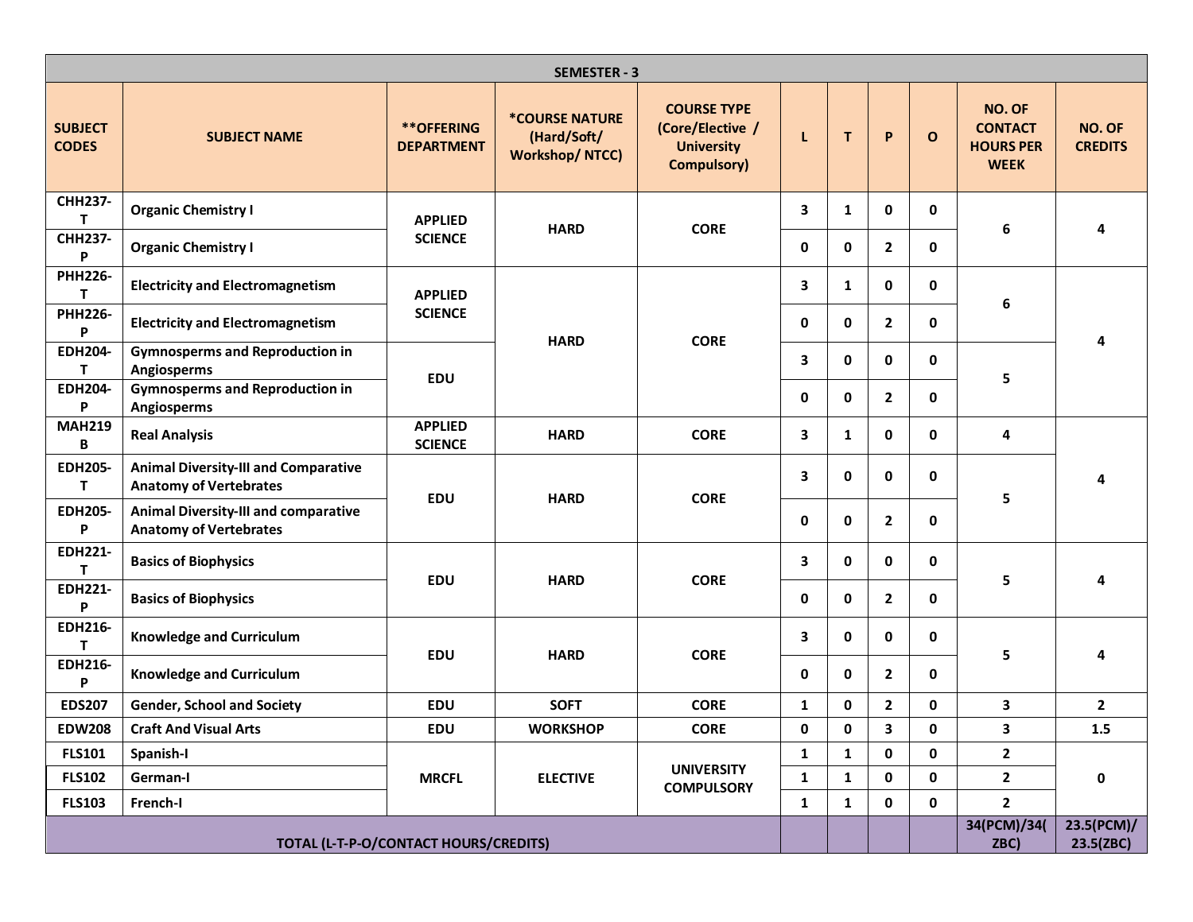| SEMESTER - 3 | | | | | | | | | | |
|---|---|---|---|---|---|---|---|---|---|---|
| SUBJECT CODES | SUBJECT NAME | **OFFERING DEPARTMENT | *COURSE NATURE (Hard/Soft/ Workshop/ NTCC) | COURSE TYPE (Core/Elective / University Compulsory) | L | T | P | O | NO. OF CONTACT HOURS PER WEEK | NO. OF CREDITS |
| CHH237-T | Organic Chemistry I | APPLIED SCIENCE | HARD | CORE | 3 | 1 | 0 | 0 | 6 | 4 |
| CHH237-P | Organic Chemistry I | | | | 0 | 0 | 2 | 0 | | |
| PHH226-T | Electricity and Electromagnetism | APPLIED SCIENCE | HARD | CORE | 3 | 1 | 0 | 0 | 6 | 4 |
| PHH226-P | Electricity and Electromagnetism | | | | 0 | 0 | 2 | 0 | | |
| EDH204-T | Gymnosperms and Reproduction in Angiosperms | EDU | | | 3 | 0 | 0 | 0 | 5 | |
| EDH204-P | Gymnosperms and Reproduction in Angiosperms | | | | 0 | 0 | 2 | 0 | | |
| MAH219 B | Real Analysis | APPLIED SCIENCE | HARD | CORE | 3 | 1 | 0 | 0 | 4 | 4 |
| EDH205-T | Animal Diversity-III and Comparative Anatomy of Vertebrates | EDU | HARD | CORE | 3 | 0 | 0 | 0 | 5 | |
| EDH205-P | Animal Diversity-III and comparative Anatomy of Vertebrates | | | | 0 | 0 | 2 | 0 | | |
| EDH221-T | Basics of Biophysics | EDU | HARD | CORE | 3 | 0 | 0 | 0 | 5 | 4 |
| EDH221-P | Basics of Biophysics | | | | 0 | 0 | 2 | 0 | | |
| EDH216-T | Knowledge and Curriculum | EDU | HARD | CORE | 3 | 0 | 0 | 0 | 5 | 4 |
| EDH216-P | Knowledge and Curriculum | | | | 0 | 0 | 2 | 0 | | |
| EDS207 | Gender, School and Society | EDU | SOFT | CORE | 1 | 0 | 2 | 0 | 3 | 2 |
| EDW208 | Craft And Visual Arts | EDU | WORKSHOP | CORE | 0 | 0 | 3 | 0 | 3 | 1.5 |
| FLS101 | Spanish-I | MRCFL | ELECTIVE | UNIVERSITY COMPULSORY | 1 | 1 | 0 | 0 | 2 | 0 |
| FLS102 | German-I | | | | 1 | 1 | 0 | 0 | 2 | |
| FLS103 | French-I | | | | 1 | 1 | 0 | 0 | 2 | |
| TOTAL (L-T-P-O/CONTACT HOURS/CREDITS) | | | | | | | | | 34(PCM)/34(ZBC) | 23.5(PCM)/ 23.5(ZBC) |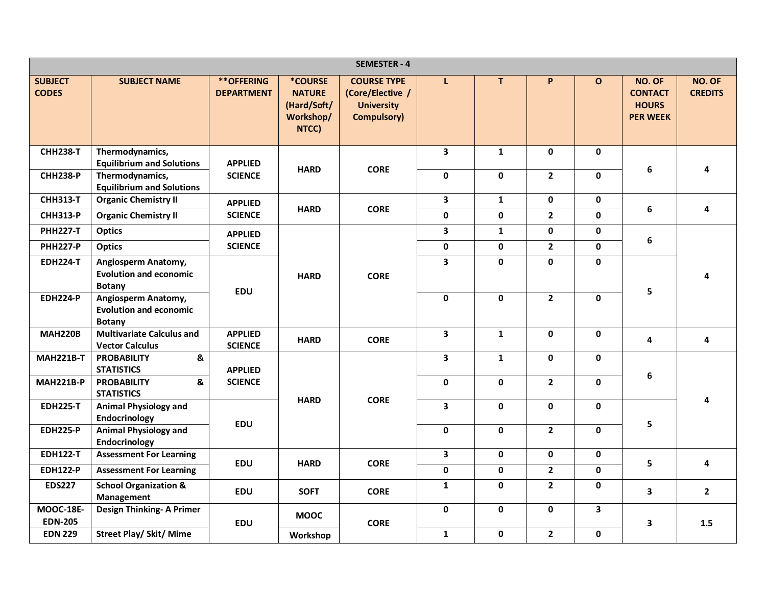| SEMESTER - 4 | | | | | | | | | | |
|---|---|---|---|---|---|---|---|---|---|---|
| SUBJECT CODES | SUBJECT NAME | **OFFERING DEPARTMENT | *COURSE NATURE (Hard/Soft/ Workshop/ NTCC) | COURSE TYPE (Core/Elective / University Compulsory) | L | T | P | O | NO. OF CONTACT HOURS PER WEEK | NO. OF CREDITS |
| CHH238-T | Thermodynamics, Equilibrium and Solutions | APPLIED SCIENCE | HARD | CORE | 3 | 1 | 0 | 0 | 6 | 4 |
| CHH238-P | Thermodynamics, Equilibrium and Solutions | | | | 0 | 0 | 2 | 0 | | |
| CHH313-T | Organic Chemistry II | APPLIED SCIENCE | HARD | CORE | 3 | 1 | 0 | 0 | 6 | 4 |
| CHH313-P | Organic Chemistry II | | | | 0 | 0 | 2 | 0 | | |
| PHH227-T | Optics | APPLIED SCIENCE | HARD | CORE | 3 | 1 | 0 | 0 | 6 | 4 |
| PHH227-P | Optics | | | | 0 | 0 | 2 | 0 | | |
| EDH224-T | Angiosperm Anatomy, Evolution and economic Botany | EDU | | | 3 | 0 | 0 | 0 | 5 | |
| EDH224-P | Angiosperm Anatomy, Evolution and economic Botany | | | | 0 | 0 | 2 | 0 | | |
| MAH220B | Multivariate Calculus and Vector Calculus | APPLIED SCIENCE | HARD | CORE | 3 | 1 | 0 | 0 | 4 | 4 |
| MAH221B-T | PROBABILITY & STATISTICS | APPLIED SCIENCE | HARD | CORE | 3 | 1 | 0 | 0 | 6 | 4 |
| MAH221B-P | PROBABILITY & STATISTICS | | | | 0 | 0 | 2 | 0 | | |
| EDH225-T | Animal Physiology and Endocrinology | EDU | | | 3 | 0 | 0 | 0 | 5 | |
| EDH225-P | Animal Physiology and Endocrinology | | | | 0 | 0 | 2 | 0 | | |
| EDH122-T | Assessment For Learning | EDU | HARD | CORE | 3 | 0 | 0 | 0 | 5 | 4 |
| EDH122-P | Assessment For Learning | | | | 0 | 0 | 2 | 0 | | |
| EDS227 | School Organization & Management | EDU | SOFT | CORE | 1 | 0 | 2 | 0 | 3 | 2 |
| MOOC-18E-EDN-205 | Design Thinking- A Primer | EDU | MOOC | CORE | 0 | 0 | 0 | 3 | 3 | 1.5 |
| EDN 229 | Street Play/ Skit/ Mime | | Workshop | | 1 | 0 | 2 | 0 | | |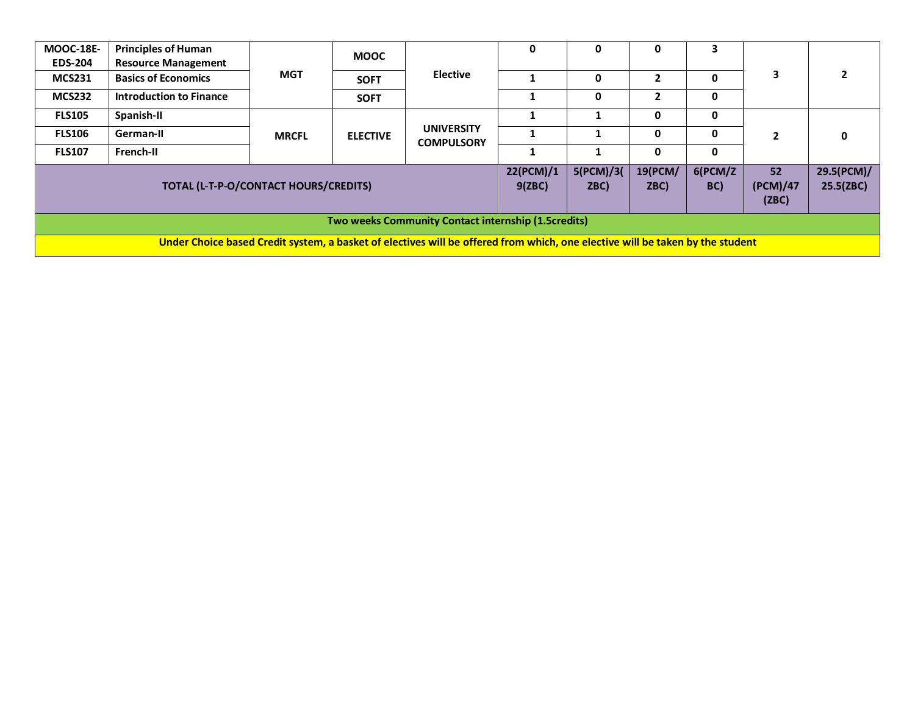| MOOC-18E-EDS-204 | Principles of Human Resource Management | MGT | MOOC | Elective | 0 | 0 | 0 | 3 | 3 | 2 |
|---|---|---|---|---|---|---|---|---|---|---|
| MCS231 | Basics of Economics | | SOFT | | 1 | 0 | 2 | 0 | | |
| MCS232 | Introduction to Finance | | SOFT | | 1 | 0 | 2 | 0 | | |
| FLS105 | Spanish-II | MRCFL | ELECTIVE | UNIVERSITY COMPULSORY | 1 | 1 | 0 | 0 | 2 | 0 |
| FLS106 | German-II | | | | 1 | 1 | 0 | 0 | | |
| FLS107 | French-II | | | | 1 | 1 | 0 | 0 | | |
| TOTAL (L-T-P-O/CONTACT HOURS/CREDITS) | | | | | 22(PCM)/19(ZBC) | 5(PCM)/3(ZBC) | 19(PCM/ZBC) | 6(PCM/ZBC) | 52 (PCM)/47 (ZBC) | 29.5(PCM)/25.5(ZBC) |
| Two weeks Community Contact internship (1.5credits) | | | | | | | | | | |
| Under Choice based Credit system, a basket of electives will be offered from which, one elective will be taken by the student | | | | | | | | | | |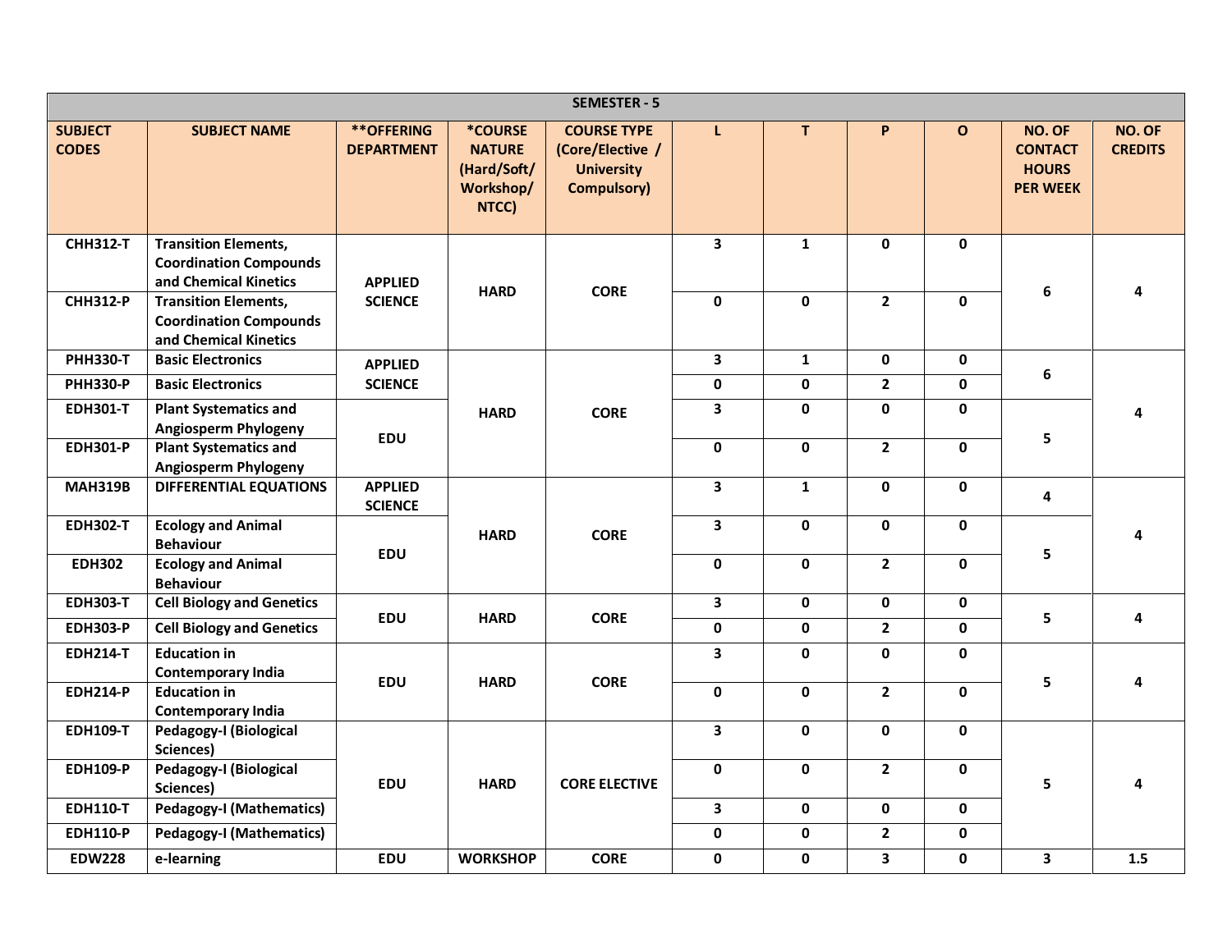| SEMESTER - 5 | | | | | | | | | | |
|---|---|---|---|---|---|---|---|---|---|---|
| **SUBJECT CODES** | **SUBJECT NAME** | **\*\*OFFERING DEPARTMENT** | **\*COURSE NATURE (Hard/Soft/ Workshop/ NTCC)** | **COURSE TYPE (Core/Elective / University Compulsory)** | **L** | **T** | **P** | **O** | **NO. OF CONTACT HOURS PER WEEK** | **NO. OF CREDITS** |
| **CHH312-T** | **Transition Elements, Coordination Compounds and Chemical Kinetics** | **APPLIED SCIENCE** | **HARD** | **CORE** | **3** | **1** | **0** | **0** | **6** | **4** |
| **CHH312-P** | **Transition Elements, Coordination Compounds and Chemical Kinetics** | | | | **0** | **0** | **2** | **0** | | |
| **PHH330-T** | **Basic Electronics** | **APPLIED SCIENCE** | **HARD** | **CORE** | **3** | **1** | **0** | **0** | **6** | **4** |
| **PHH330-P** | **Basic Electronics** | | | | **0** | **0** | **2** | **0** | | |
| **EDH301-T** | **Plant Systematics and Angiosperm Phylogeny** | **EDU** | | | **3** | **0** | **0** | **0** | **5** | |
| **EDH301-P** | **Plant Systematics and Angiosperm Phylogeny** | | | | **0** | **0** | **2** | **0** | | |
| **MAH319B** | **DIFFERENTIAL EQUATIONS** | **APPLIED SCIENCE** | **HARD** | **CORE** | **3** | **1** | **0** | **0** | **4** | **4** |
| **EDH302-T** | **Ecology and Animal Behaviour** | **EDU** | | | **3** | **0** | **0** | **0** | **5** | |
| **EDH302** | **Ecology and Animal Behaviour** | | | | **0** | **0** | **2** | **0** | | |
| **EDH303-T** | **Cell Biology and Genetics** | **EDU** | **HARD** | **CORE** | **3** | **0** | **0** | **0** | **5** | **4** |
| **EDH303-P** | **Cell Biology and Genetics** | | | | **0** | **0** | **2** | **0** | | |
| **EDH214-T** | **Education in Contemporary India** | **EDU** | **HARD** | **CORE** | **3** | **0** | **0** | **0** | **5** | **4** |
| **EDH214-P** | **Education in Contemporary India** | | | | **0** | **0** | **2** | **0** | | |
| **EDH109-T** | **Pedagogy-I (Biological Sciences)** | **EDU** | **HARD** | **CORE ELECTIVE** | **3** | **0** | **0** | **0** | **5** | **4** |
| **EDH109-P** | **Pedagogy-I (Biological Sciences)** | | | | **0** | **0** | **2** | **0** | | |
| **EDH110-T** | **Pedagogy-I (Mathematics)** | | | | **3** | **0** | **0** | **0** | | |
| **EDH110-P** | **Pedagogy-I (Mathematics)** | | | | **0** | **0** | **2** | **0** | | |
| **EDW228** | **e-learning** | **EDU** | **WORKSHOP** | **CORE** | **0** | **0** | **3** | **0** | **3** | **1.5** |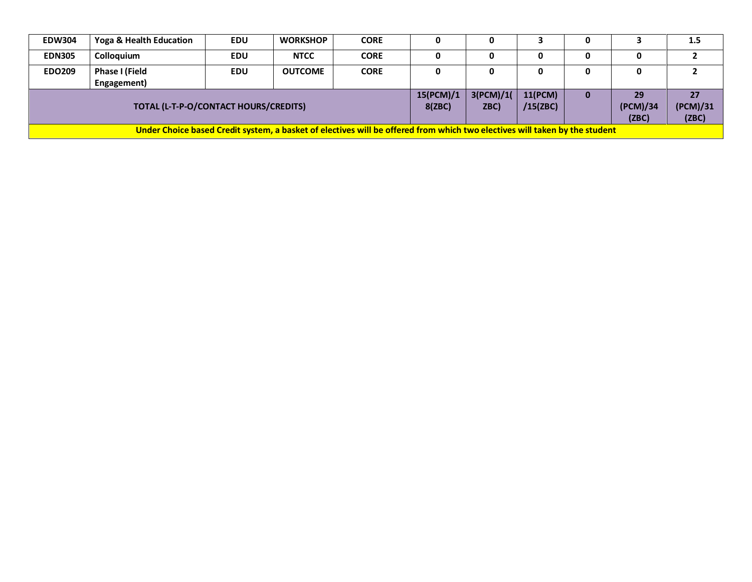| EDW304 | Yoga & Health Education | EDU | WORKSHOP | CORE | 0 | 0 | 3 | 0 | 3 | 1.5 |
|---|---|---|---|---|---|---|---|---|---|---|
| EDN305 | Colloquium | EDU | NTCC | CORE | 0 | 0 | 0 | 0 | 0 | 2 |
| EDO209 | Phase I (Field Engagement) | EDU | OUTCOME | CORE | 0 | 0 | 0 | 0 | 0 | 2 |
| TOTAL (L-T-P-O/CONTACT HOURS/CREDITS) | | | | | 15(PCM)/18(ZBC) | 3(PCM)/1(ZBC) | 11(PCM)/15(ZBC) | 0 | 29 (PCM)/34 (ZBC) | 27 (PCM)/31 (ZBC) |
| Under Choice based Credit system, a basket of electives will be offered from which two electives will taken by the student | | | | | | | | | | |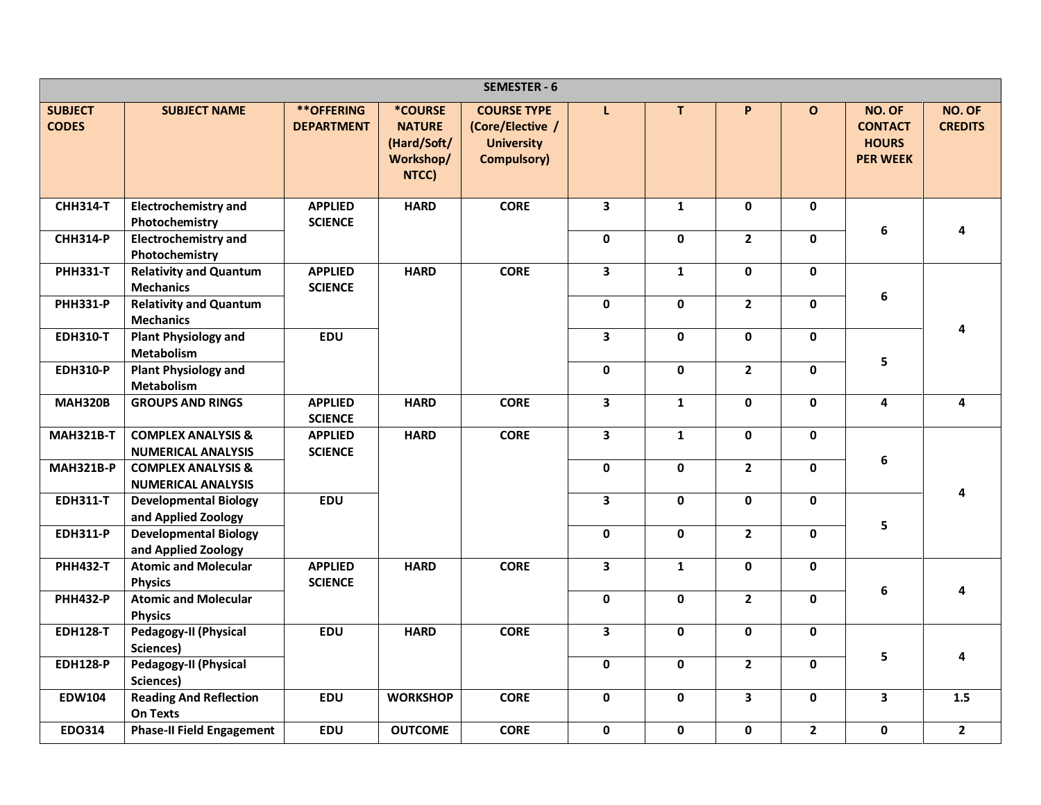| SEMESTER - 6 | | | | | | | | | | |
|---|---|---|---|---|---|---|---|---|---|---|
| SUBJECT CODES | SUBJECT NAME | **OFFERING DEPARTMENT | *COURSE NATURE (Hard/Soft/ Workshop/ NTCC) | COURSE TYPE (Core/Elective / University Compulsory) | L | T | P | O | NO. OF CONTACT HOURS PER WEEK | NO. OF CREDITS |
| CHH314-T | Electrochemistry and Photochemistry | APPLIED SCIENCE | HARD | CORE | 3 | 1 | 0 | 0 | 6 | 4 |
| CHH314-P | Electrochemistry and Photochemistry | | | | 0 | 0 | 2 | 0 | | |
| PHH331-T | Relativity and Quantum Mechanics | APPLIED SCIENCE | HARD | CORE | 3 | 1 | 0 | 0 | 6 | 4 |
| PHH331-P | Relativity and Quantum Mechanics | | | | 0 | 0 | 2 | 0 | | |
| EDH310-T | Plant Physiology and Metabolism | EDU | | | 3 | 0 | 0 | 0 | 5 | |
| EDH310-P | Plant Physiology and Metabolism | | | | 0 | 0 | 2 | 0 | | |
| MAH320B | GROUPS AND RINGS | APPLIED SCIENCE | HARD | CORE | 3 | 1 | 0 | 0 | 4 | 4 |
| MAH321B-T | COMPLEX ANALYSIS & NUMERICAL ANALYSIS | APPLIED SCIENCE | HARD | CORE | 3 | 1 | 0 | 0 | 6 | 4 |
| MAH321B-P | COMPLEX ANALYSIS & NUMERICAL ANALYSIS | | | | 0 | 0 | 2 | 0 | | |
| EDH311-T | Developmental Biology and Applied Zoology | EDU | | | 3 | 0 | 0 | 0 | 5 | |
| EDH311-P | Developmental Biology and Applied Zoology | | | | 0 | 0 | 2 | 0 | | |
| PHH432-T | Atomic and Molecular Physics | APPLIED SCIENCE | HARD | CORE | 3 | 1 | 0 | 0 | 6 | 4 |
| PHH432-P | Atomic and Molecular Physics | | | | 0 | 0 | 2 | 0 | | |
| EDH128-T | Pedagogy-II (Physical Sciences) | EDU | HARD | CORE | 3 | 0 | 0 | 0 | 5 | 4 |
| EDH128-P | Pedagogy-II (Physical Sciences) | | | | 0 | 0 | 2 | 0 | | |
| EDW104 | Reading And Reflection On Texts | EDU | WORKSHOP | CORE | 0 | 0 | 3 | 0 | 3 | 1.5 |
| EDO314 | Phase-II Field Engagement | EDU | OUTCOME | CORE | 0 | 0 | 0 | 2 | 0 | 2 |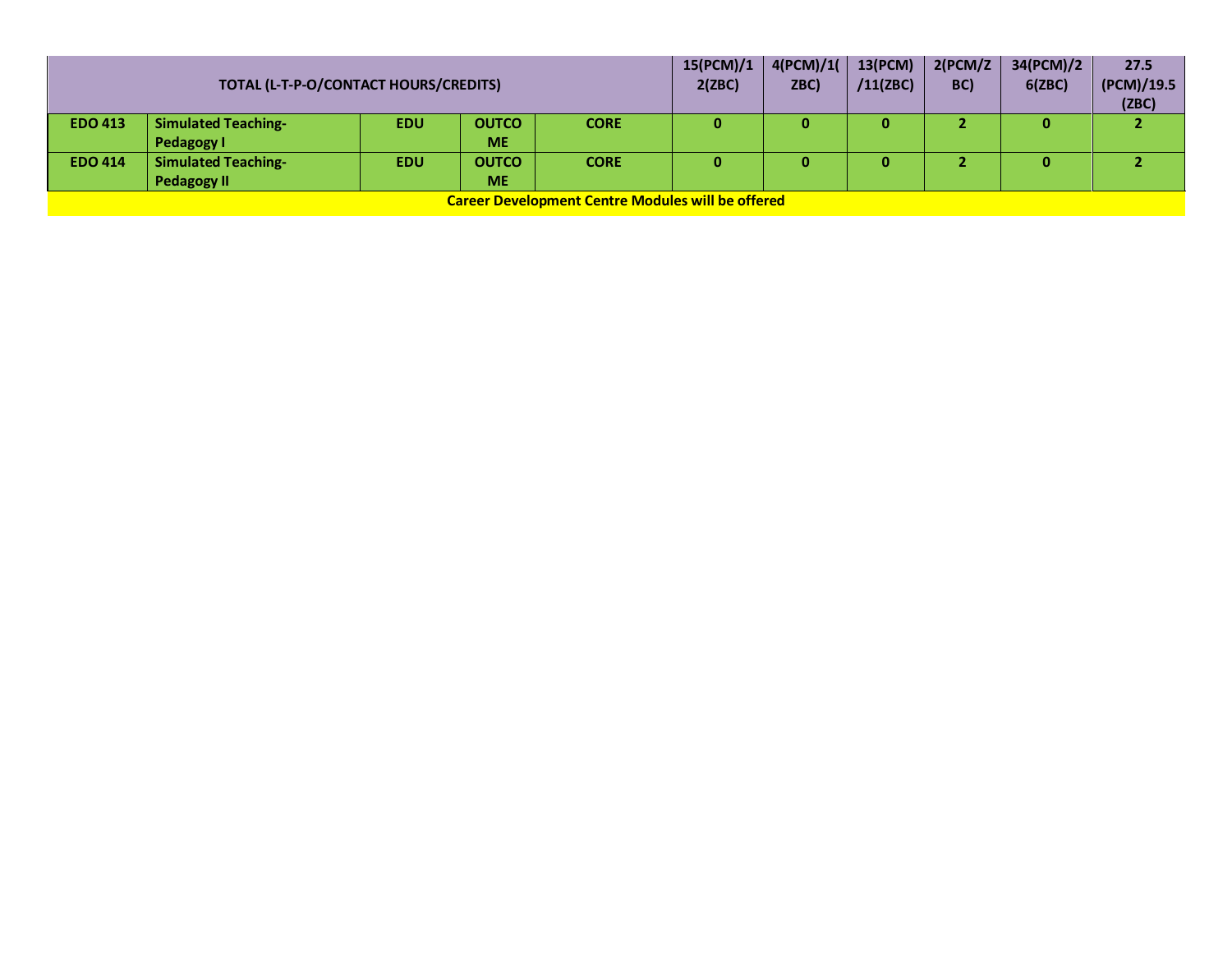| TOTAL (L-T-P-O/CONTACT HOURS/CREDITS) | | | | | 15(PCM)/12(ZBC) | 4(PCM)/1(ZBC) | 13(PCM)/11(ZBC) | 2(PCM/ZBC) | 34(PCM)/26(ZBC) | 27.5 (PCM)/19.5 (ZBC) |
|---|---|---|---|---|---|---|---|---|---|---|
| **EDO 413** | **Simulated Teaching-Pedagogy I** | **EDU** | **OUTCOME** | **CORE** | **0** | **0** | **0** | **2** | **0** | **2** |
| **EDO 414** | **Simulated Teaching-Pedagogy II** | **EDU** | **OUTCOME** | **CORE** | **0** | **0** | **0** | **2** | **0** | **2** |

**Career Development Centre Modules will be offered**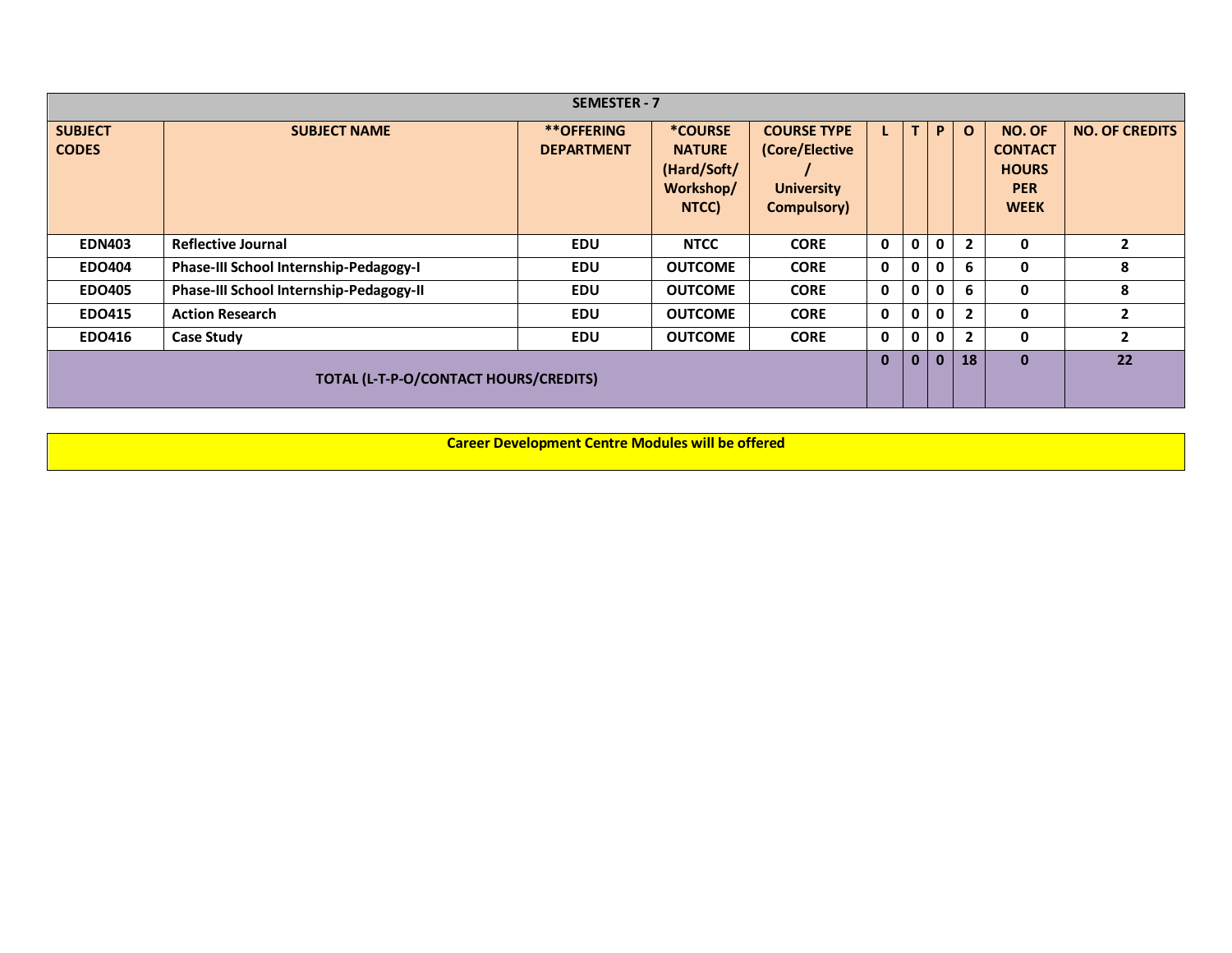| SEMESTER - 7 | | | | | | | | | | |
|---|---|---|---|---|---|---|---|---|---|---|
| **SUBJECT CODES** | **SUBJECT NAME** | **\*\*OFFERING DEPARTMENT** | **\*COURSE NATURE (Hard/Soft/ Workshop/ NTCC)** | **COURSE TYPE (Core/Elective / University Compulsory)** | **L** | **T** | **P** | **O** | **NO. OF CONTACT HOURS PER WEEK** | **NO. OF CREDITS** |
| **EDN403** | **Reflective Journal** | **EDU** | **NTCC** | **CORE** | **0** | **0** | **0** | **2** | **0** | **2** |
| **EDO404** | **Phase-III School Internship-Pedagogy-I** | **EDU** | **OUTCOME** | **CORE** | **0** | **0** | **0** | **6** | **0** | **8** |
| **EDO405** | **Phase-III School Internship-Pedagogy-II** | **EDU** | **OUTCOME** | **CORE** | **0** | **0** | **0** | **6** | **0** | **8** |
| **EDO415** | **Action Research** | **EDU** | **OUTCOME** | **CORE** | **0** | **0** | **0** | **2** | **0** | **2** |
| **EDO416** | **Case Study** | **EDU** | **OUTCOME** | **CORE** | **0** | **0** | **0** | **2** | **0** | **2** |
| **TOTAL (L-T-P-O/CONTACT HOURS/CREDITS)** | | | | | **0** | **0** | **0** | **18** | **0** | **22** |

**Career Development Centre Modules will be offered**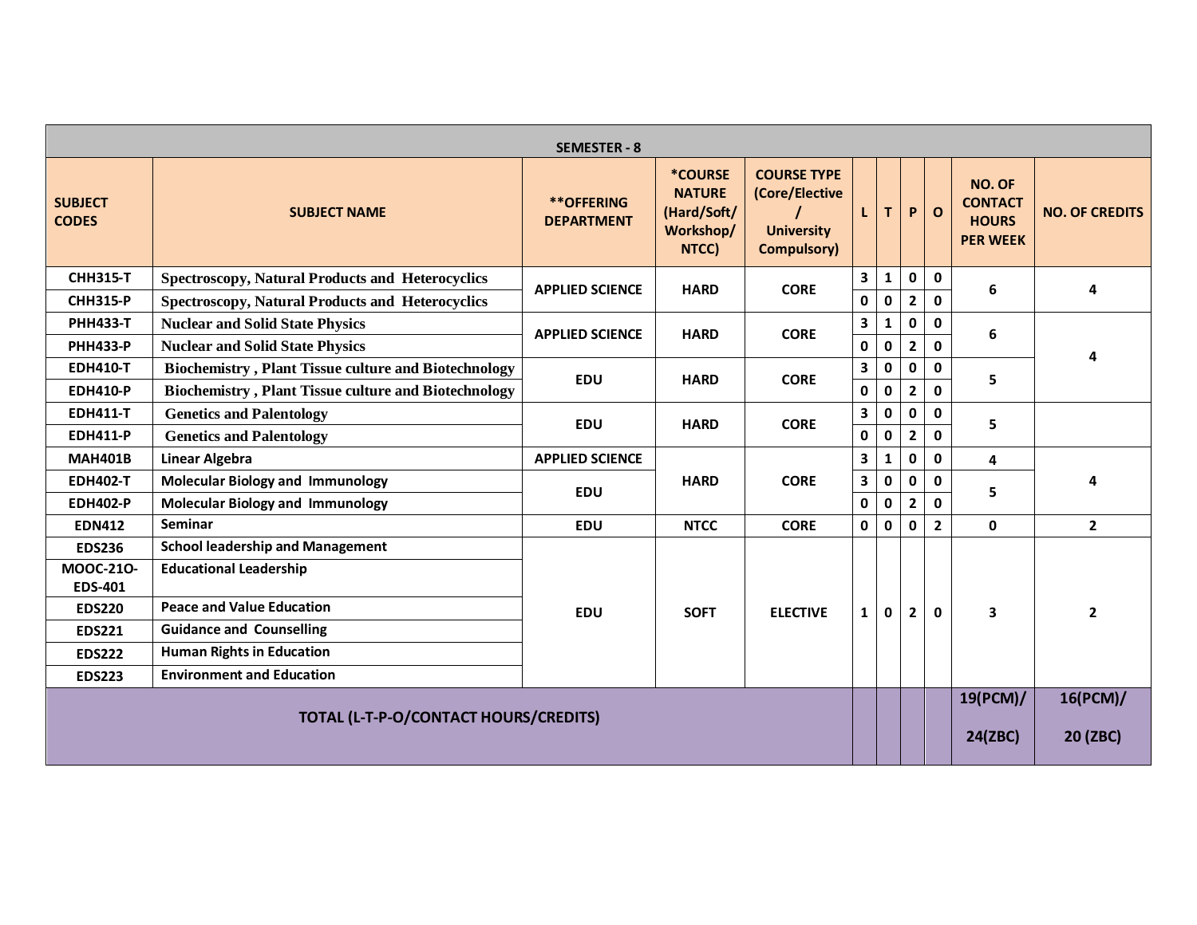| SEMESTER - 8 | | | | | | | | | | |
|---|---|---|---|---|---|---|---|---|---|---|
| SUBJECT CODES | SUBJECT NAME | **OFFERING DEPARTMENT | *COURSE NATURE (Hard/Soft/ Workshop/ NTCC) | COURSE TYPE (Core/Elective / University Compulsory) | L | T | P | O | NO. OF CONTACT HOURS PER WEEK | NO. OF CREDITS |
| CHH315-T | Spectroscopy, Natural Products and Heterocyclics | APPLIED SCIENCE | HARD | CORE | 3 | 1 | 0 | 0 | 6 | 4 |
| CHH315-P | Spectroscopy, Natural Products and Heterocyclics | | | | 0 | 0 | 2 | 0 | | |
| PHH433-T | Nuclear and Solid State Physics | APPLIED SCIENCE | HARD | CORE | 3 | 1 | 0 | 0 | 6 | 4 |
| PHH433-P | Nuclear and Solid State Physics | | | | 0 | 0 | 2 | 0 | | |
| EDH410-T | Biochemistry , Plant Tissue culture and Biotechnology | EDU | HARD | CORE | 3 | 0 | 0 | 0 | 5 | |
| EDH410-P | Biochemistry , Plant Tissue culture and Biotechnology | | | | 0 | 0 | 2 | 0 | | |
| EDH411-T | Genetics and Palentology | EDU | HARD | CORE | 3 | 0 | 0 | 0 | 5 | |
| EDH411-P | Genetics and Palentology | | | | 0 | 0 | 2 | 0 | | |
| MAH401B | Linear Algebra | APPLIED SCIENCE | HARD | CORE | 3 | 1 | 0 | 0 | 4 | 4 |
| EDH402-T | Molecular Biology and Immunology | EDU | | | 3 | 0 | 0 | 0 | 5 | |
| EDH402-P | Molecular Biology and Immunology | | | | 0 | 0 | 2 | 0 | | |
| EDN412 | Seminar | EDU | NTCC | CORE | 0 | 0 | 0 | 2 | 0 | 2 |
| EDS236 | School leadership and Management | EDU | SOFT | ELECTIVE | 1 | 0 | 2 | 0 | 3 | 2 |
| MOOC-21O-EDS-401 | Educational Leadership | | | | | | | | | |
| EDS220 | Peace and Value Education | | | | | | | | | |
| EDS221 | Guidance and Counselling | | | | | | | | | |
| EDS222 | Human Rights in Education | | | | | | | | | |
| EDS223 | Environment and Education | | | | | | | | | |
| TOTAL (L-T-P-O/CONTACT HOURS/CREDITS) | | | | | | | | | 19(PCM)/ 24(ZBC) | 16(PCM)/ 20 (ZBC) |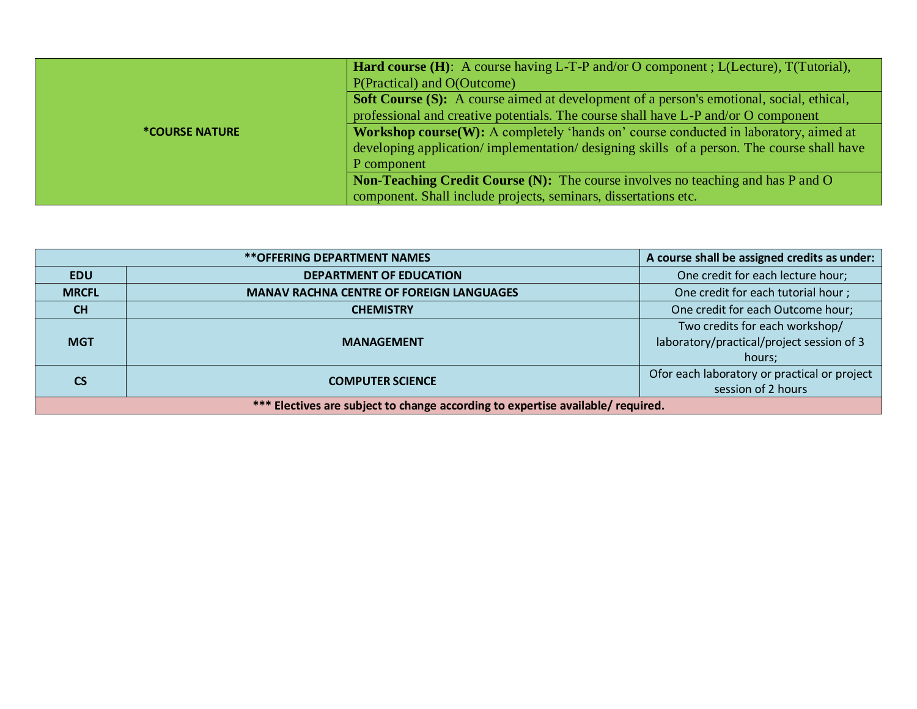| | | |
|---|---|---|
| *COURSE NATURE | **Hard course (H)**: A course having L-T-P and/or O component ; L(Lecture), T(Tutorial), P(Practical) and O(Outcome) | |
| | **Soft Course (S):** A course aimed at development of a person's emotional, social, ethical, professional and creative potentials. The course shall have L-P and/or O component | |
| | **Workshop course(W):** A completely 'hands on' course conducted in laboratory, aimed at developing application/ implementation/ designing skills of a person. The course shall have P component | |
| | **Non-Teaching Credit Course (N):** The course involves no teaching and has P and O component. Shall include projects, seminars, dissertations etc. | |

| **OFFERING DEPARTMENT NAMES | | A course shall be assigned credits as under: |
|---|---|---|
| EDU | DEPARTMENT OF EDUCATION | One credit for each lecture hour; |
| MRCFL | MANAV RACHNA CENTRE OF FOREIGN LANGUAGES | One credit for each tutorial hour ; |
| CH | CHEMISTRY | One credit for each Outcome hour; |
| MGT | MANAGEMENT | Two credits for each workshop/ laboratory/practical/project session of 3 hours; |
| CS | COMPUTER SCIENCE | Ofor each laboratory or practical or project session of 2 hours |
| *** Electives are subject to change according to expertise available/ required. | | |